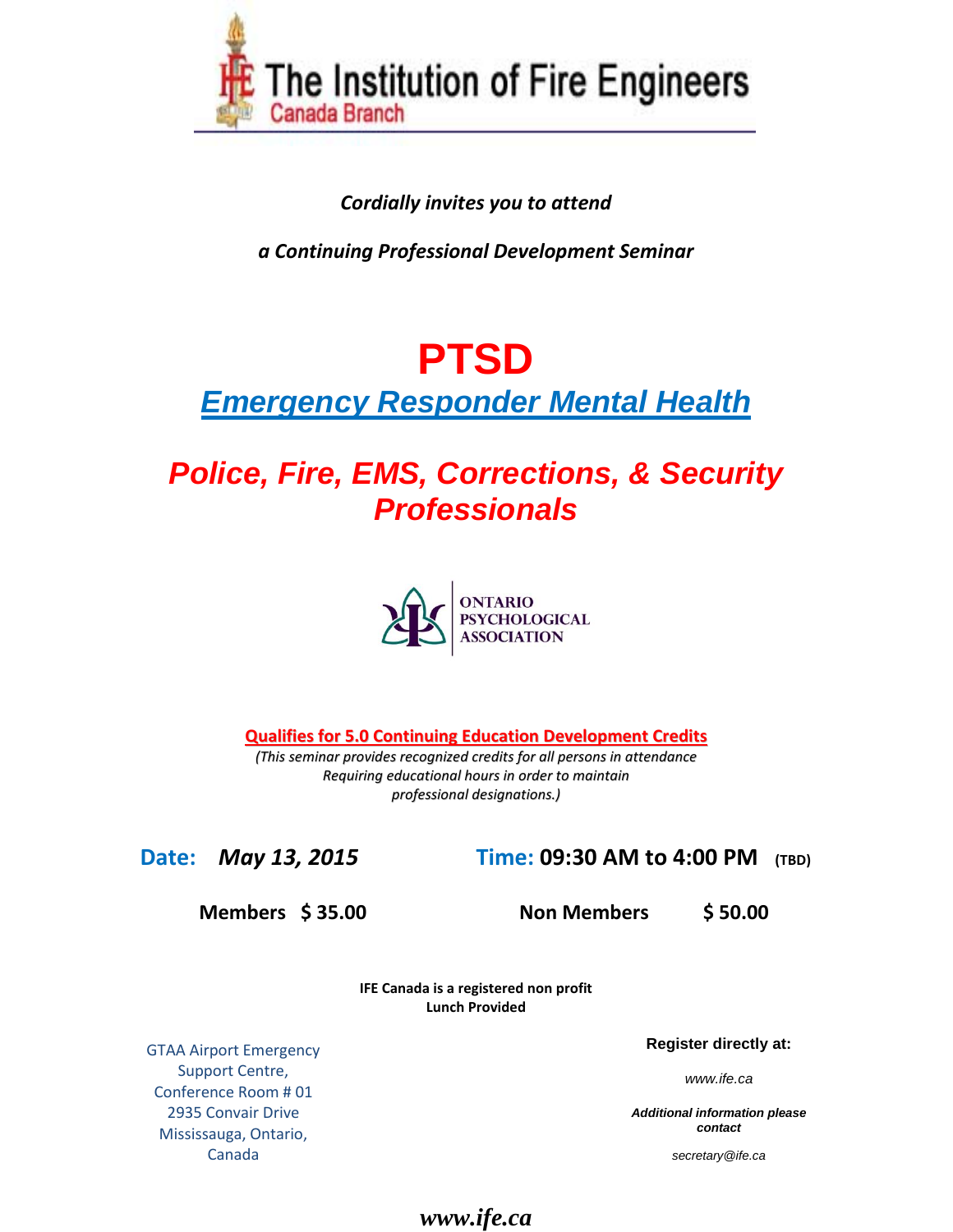# The Institution of Fire Engineers

Canada Branch

***Cordially invites you to attend***

***a Continuing Professional Development Seminar***

# PTSD

## *Emergency Responder Mental Health*

## *Police, Fire, EMS, Corrections, & Security Professionals*

ONTARIO PSYCHOLOGICAL ASSOCIATION

**Qualifies for 5.0 Continuing Education Development Credits**

*(This seminar provides recognized credits for all persons in attendance Requiring educational hours in order to maintain professional designations.)*

**Date:** ***May 13, 2015*** **Time: 09:30 AM to 4:00 PM (TBD)**

**Members $ 35.00** **Non Members $ 50.00**

**IFE Canada is a registered non profit**
**Lunch Provided**

GTAA Airport Emergency Support Centre,
Conference Room # 01
2935 Convair Drive
Mississauga, Ontario,
Canada

**Register directly at:**

*www.ife.ca*

***Additional information please contact***

*secretary@ife.ca*

***www.ife.ca***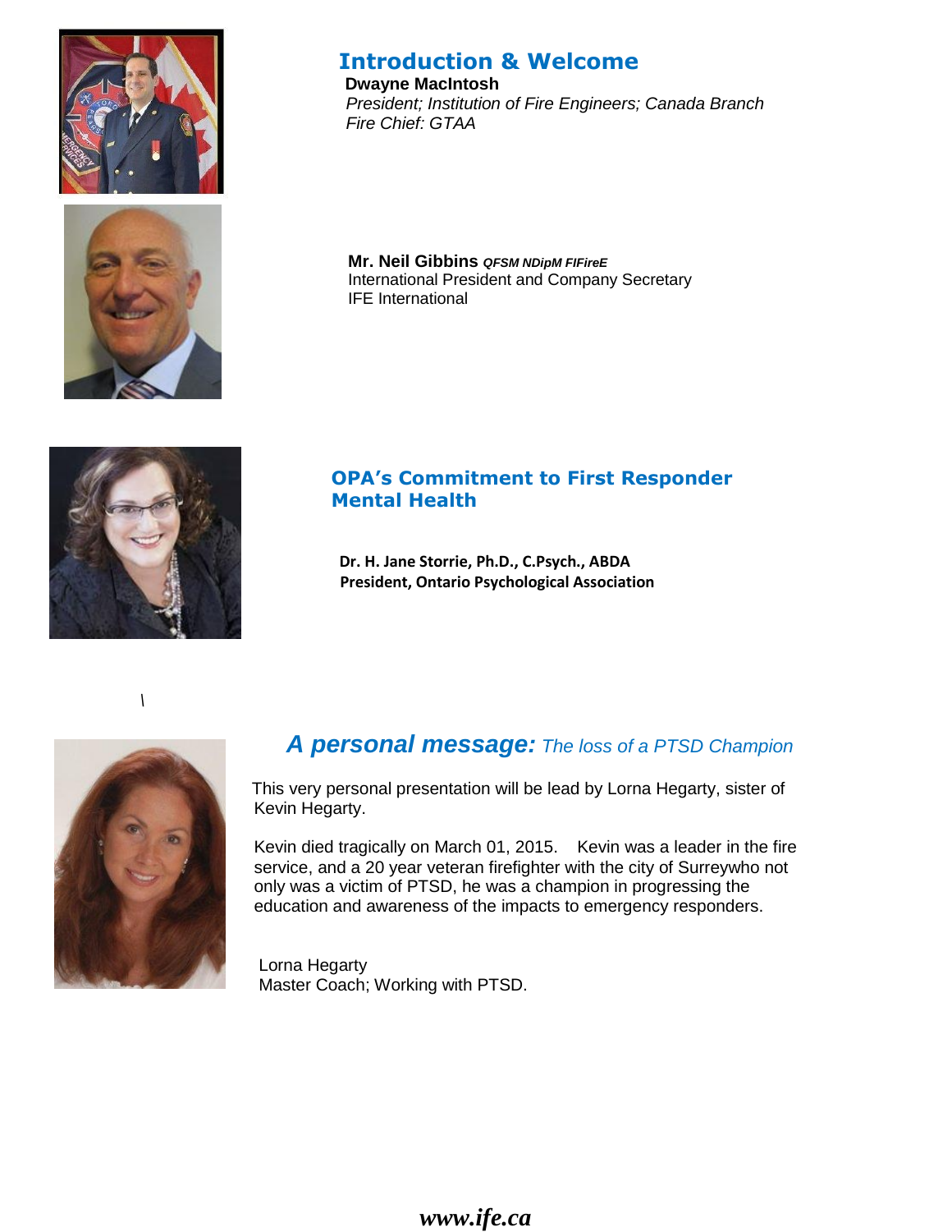## Introduction & Welcome

**Dwayne MacIntosh**
*President; Institution of Fire Engineers; Canada Branch*
*Fire Chief: GTAA*

**Mr. Neil Gibbins** ***QFSM NDipM FIFireE***
International President and Company Secretary
IFE International

## OPA's Commitment to First Responder Mental Health

**Dr. H. Jane Storrie, Ph.D., C.Psych., ABDA**
**President, Ontario Psychological Association**

\

## *A personal message: The loss of a PTSD Champion*

This very personal presentation will be lead by Lorna Hegarty, sister of Kevin Hegarty.

Kevin died tragically on March 01, 2015. Kevin was a leader in the fire service, and a 20 year veteran firefighter with the city of Surreywho not only was a victim of PTSD, he was a champion in progressing the education and awareness of the impacts to emergency responders.

Lorna Hegarty
Master Coach; Working with PTSD.

***www.ife.ca***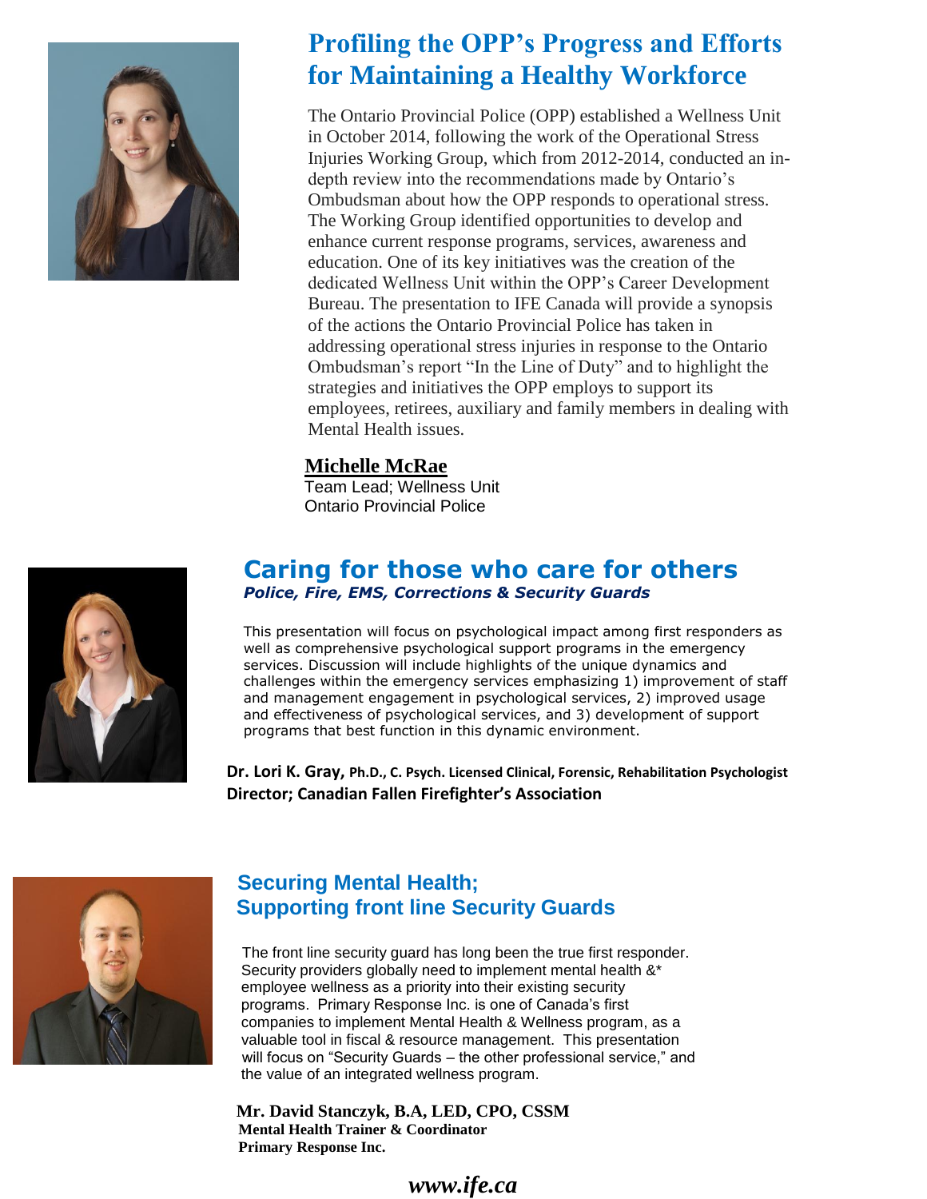## Profiling the OPP's Progress and Efforts for Maintaining a Healthy Workforce

The Ontario Provincial Police (OPP) established a Wellness Unit in October 2014, following the work of the Operational Stress Injuries Working Group, which from 2012-2014, conducted an in-depth review into the recommendations made by Ontario's Ombudsman about how the OPP responds to operational stress. The Working Group identified opportunities to develop and enhance current response programs, services, awareness and education. One of its key initiatives was the creation of the dedicated Wellness Unit within the OPP's Career Development Bureau. The presentation to IFE Canada will provide a synopsis of the actions the Ontario Provincial Police has taken in addressing operational stress injuries in response to the Ontario Ombudsman's report "In the Line of Duty" and to highlight the strategies and initiatives the OPP employs to support its employees, retirees, auxiliary and family members in dealing with Mental Health issues.

**Michelle McRae**
Team Lead; Wellness Unit
Ontario Provincial Police

## Caring for those who care for others

***Police, Fire, EMS, Corrections & Security Guards***

This presentation will focus on psychological impact among first responders as well as comprehensive psychological support programs in the emergency services. Discussion will include highlights of the unique dynamics and challenges within the emergency services emphasizing 1) improvement of staff and management engagement in psychological services, 2) improved usage and effectiveness of psychological services, and 3) development of support programs that best function in this dynamic environment.

**Dr. Lori K. Gray, Ph.D., C. Psych. Licensed Clinical, Forensic, Rehabilitation Psychologist**
**Director; Canadian Fallen Firefighter's Association**

## Securing Mental Health; Supporting front line Security Guards

The front line security guard has long been the true first responder. Security providers globally need to implement mental health &* employee wellness as a priority into their existing security programs. Primary Response Inc. is one of Canada's first companies to implement Mental Health & Wellness program, as a valuable tool in fiscal & resource management. This presentation will focus on "Security Guards – the other professional service," and the value of an integrated wellness program.

**Mr. David Stanczyk, B.A, LED, CPO, CSSM**
**Mental Health Trainer & Coordinator**
**Primary Response Inc.**

***www.ife.ca***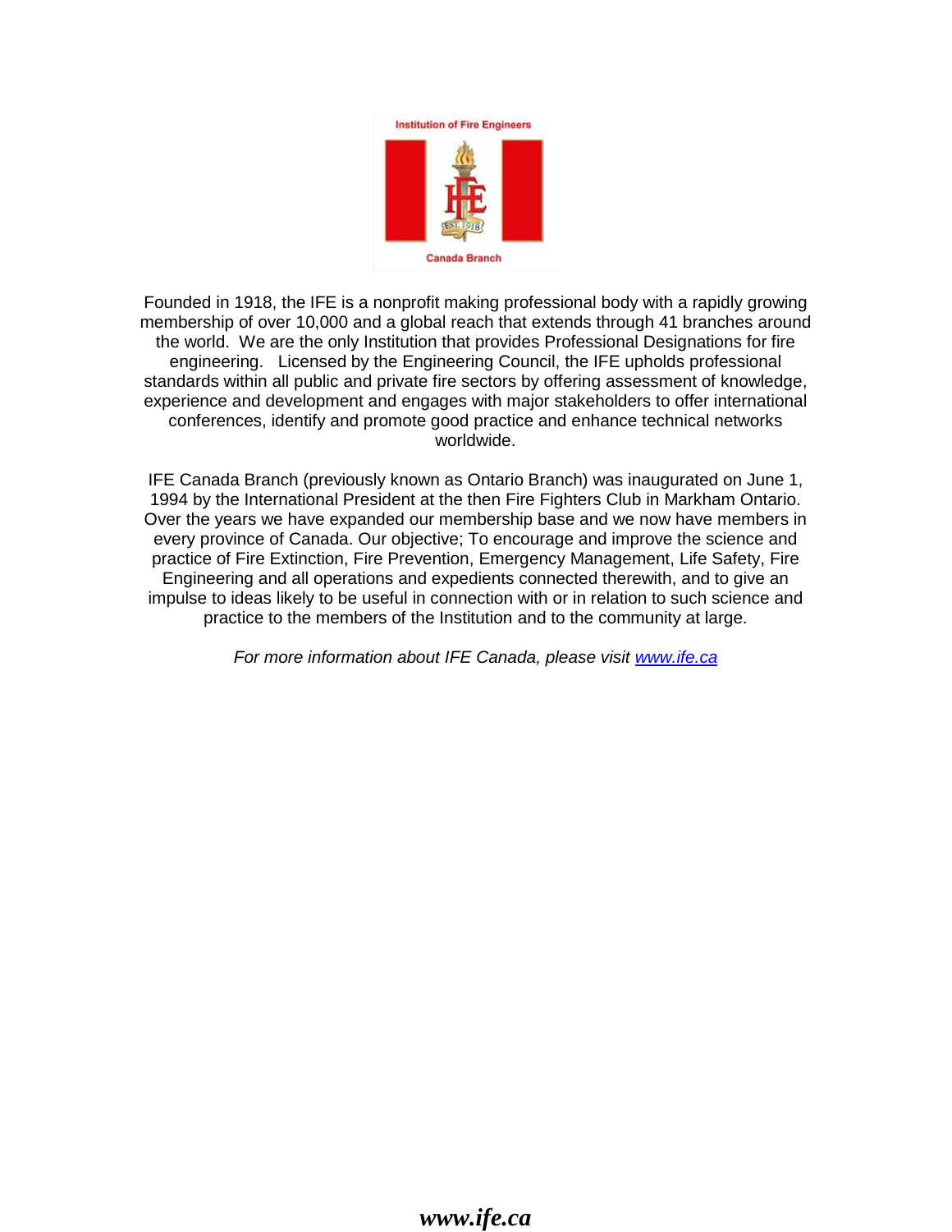Institution of Fire Engineers

Canada Branch

Founded in 1918, the IFE is a nonprofit making professional body with a rapidly growing membership of over 10,000 and a global reach that extends through 41 branches around the world. We are the only Institution that provides Professional Designations for fire engineering. Licensed by the Engineering Council, the IFE upholds professional standards within all public and private fire sectors by offering assessment of knowledge, experience and development and engages with major stakeholders to offer international conferences, identify and promote good practice and enhance technical networks worldwide.

IFE Canada Branch (previously known as Ontario Branch) was inaugurated on June 1, 1994 by the International President at the then Fire Fighters Club in Markham Ontario. Over the years we have expanded our membership base and we now have members in every province of Canada. Our objective; To encourage and improve the science and practice of Fire Extinction, Fire Prevention, Emergency Management, Life Safety, Fire Engineering and all operations and expedients connected therewith, and to give an impulse to ideas likely to be useful in connection with or in relation to such science and practice to the members of the Institution and to the community at large.

*For more information about IFE Canada, please visit [www.ife.ca](http://www.ife.ca)*

***www.ife.ca***